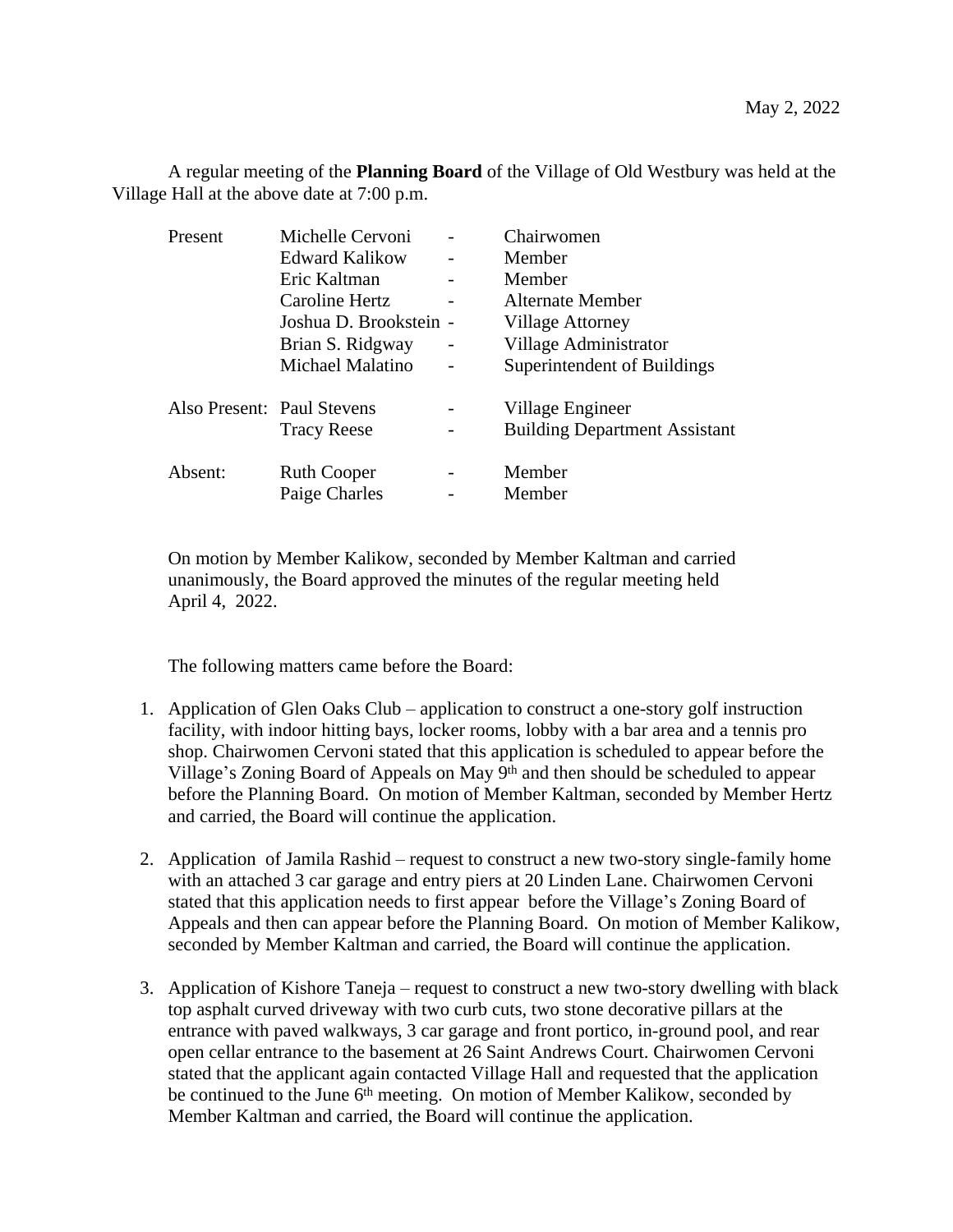May 2, 2022

A regular meeting of the **Planning Board** of the Village of Old Westbury was held at the Village Hall at the above date at 7:00 p.m.

| | | | |
|---|---|---|---|
| Present | Michelle Cervoni | - | Chairwomen |
| | Edward Kalikow | - | Member |
| | Eric Kaltman | - | Member |
| | Caroline Hertz | - | Alternate Member |
| | Joshua D. Brookstein | - | Village Attorney |
| | Brian S. Ridgway | - | Village Administrator |
| | Michael Malatino | - | Superintendent of Buildings |
| Also Present: | Paul Stevens | - | Village Engineer |
| | Tracy Reese | - | Building Department Assistant |
| Absent: | Ruth Cooper | - | Member |
| | Paige Charles | - | Member |

On motion by Member Kalikow, seconded by Member Kaltman and carried unanimously, the Board approved the minutes of the regular meeting held April 4, 2022.

The following matters came before the Board:

1. Application of Glen Oaks Club – application to construct a one-story golf instruction facility, with indoor hitting bays, locker rooms, lobby with a bar area and a tennis pro shop. Chairwomen Cervoni stated that this application is scheduled to appear before the Village's Zoning Board of Appeals on May 9th and then should be scheduled to appear before the Planning Board. On motion of Member Kaltman, seconded by Member Hertz and carried, the Board will continue the application.

2. Application of Jamila Rashid – request to construct a new two-story single-family home with an attached 3 car garage and entry piers at 20 Linden Lane. Chairwomen Cervoni stated that this application needs to first appear before the Village's Zoning Board of Appeals and then can appear before the Planning Board. On motion of Member Kalikow, seconded by Member Kaltman and carried, the Board will continue the application.

3. Application of Kishore Taneja – request to construct a new two-story dwelling with black top asphalt curved driveway with two curb cuts, two stone decorative pillars at the entrance with paved walkways, 3 car garage and front portico, in-ground pool, and rear open cellar entrance to the basement at 26 Saint Andrews Court. Chairwomen Cervoni stated that the applicant again contacted Village Hall and requested that the application be continued to the June 6th meeting. On motion of Member Kalikow, seconded by Member Kaltman and carried, the Board will continue the application.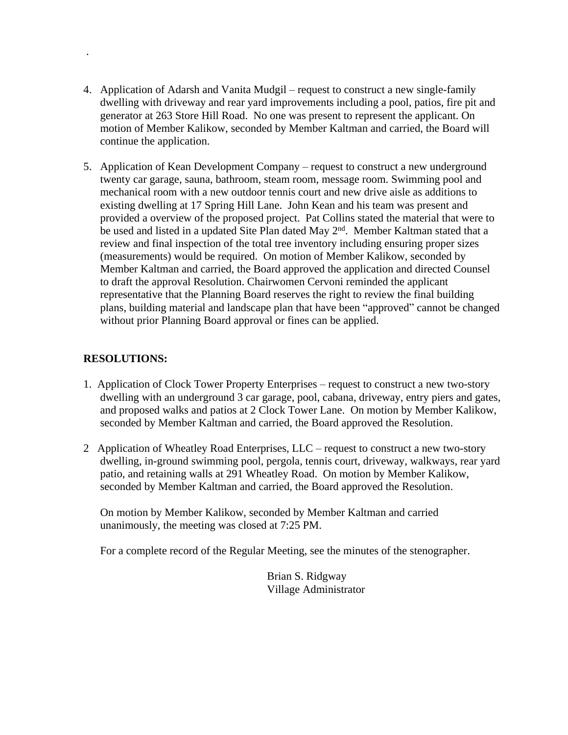.

4. Application of Adarsh and Vanita Mudgil – request to construct a new single-family dwelling with driveway and rear yard improvements including a pool, patios, fire pit and generator at 263 Store Hill Road. No one was present to represent the applicant. On motion of Member Kalikow, seconded by Member Kaltman and carried, the Board will continue the application.

5. Application of Kean Development Company – request to construct a new underground twenty car garage, sauna, bathroom, steam room, message room. Swimming pool and mechanical room with a new outdoor tennis court and new drive aisle as additions to existing dwelling at 17 Spring Hill Lane. John Kean and his team was present and provided a overview of the proposed project. Pat Collins stated the material that were to be used and listed in a updated Site Plan dated May 2nd. Member Kaltman stated that a review and final inspection of the total tree inventory including ensuring proper sizes (measurements) would be required. On motion of Member Kalikow, seconded by Member Kaltman and carried, the Board approved the application and directed Counsel to draft the approval Resolution. Chairwomen Cervoni reminded the applicant representative that the Planning Board reserves the right to review the final building plans, building material and landscape plan that have been "approved" cannot be changed without prior Planning Board approval or fines can be applied.

**RESOLUTIONS:**

1. Application of Clock Tower Property Enterprises – request to construct a new two-story dwelling with an underground 3 car garage, pool, cabana, driveway, entry piers and gates, and proposed walks and patios at 2 Clock Tower Lane. On motion by Member Kalikow, seconded by Member Kaltman and carried, the Board approved the Resolution.

2 Application of Wheatley Road Enterprises, LLC – request to construct a new two-story dwelling, in-ground swimming pool, pergola, tennis court, driveway, walkways, rear yard patio, and retaining walls at 291 Wheatley Road. On motion by Member Kalikow, seconded by Member Kaltman and carried, the Board approved the Resolution.

On motion by Member Kalikow, seconded by Member Kaltman and carried unanimously, the meeting was closed at 7:25 PM.

For a complete record of the Regular Meeting, see the minutes of the stenographer.

Brian S. Ridgway
Village Administrator